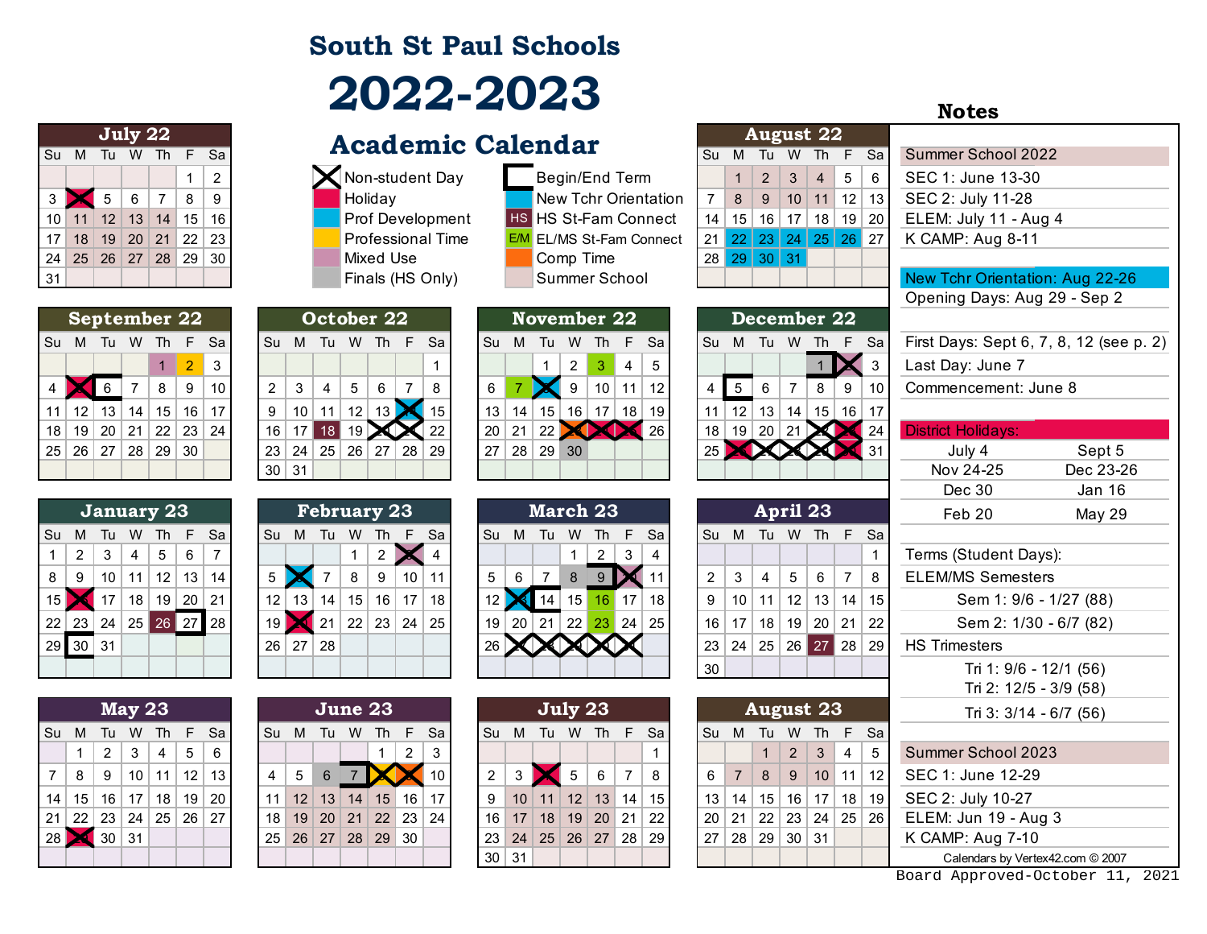# South St Paul Schools

# 2022-2023

## Academic Calendar

**Legend:**

- Non-student Day (X)
- Holiday
- Prof Development
- Professional Time
- Mixed Use
- Finals (HS Only)
- Begin/End Term
- New Tchr Orientation
- HS St-Fam Connect
- E/M EL/MS St-Fam Connect
- Comp Time
- Summer School

### July 22

| Su | M | Tu | W | Th | F | Sa |
|---|---|---|---|---|---|---|
| | | | | | 1 | 2 |
| 3 | 4 | 5 | 6 | 7 | 8 | 9 |
| 10 | 11 | 12 | 13 | 14 | 15 | 16 |
| 17 | 18 | 19 | 20 | 21 | 22 | 23 |
| 24 | 25 | 26 | 27 | 28 | 29 | 30 |
| 31 | | | | | | |

### August 22

| Su | M | Tu | W | Th | F | Sa |
|---|---|---|---|---|---|---|
| | 1 | 2 | 3 | 4 | 5 | 6 |
| 7 | 8 | 9 | 10 | 11 | 12 | 13 |
| 14 | 15 | 16 | 17 | 18 | 19 | 20 |
| 21 | 22 | 23 | 24 | 25 | 26 | 27 |
| 28 | 29 | 30 | 31 | | | |

### September 22

| Su | M | Tu | W | Th | F | Sa |
|---|---|---|---|---|---|---|
| | | | | 1 | 2 | 3 |
| 4 | 5 | 6 | 7 | 8 | 9 | 10 |
| 11 | 12 | 13 | 14 | 15 | 16 | 17 |
| 18 | 19 | 20 | 21 | 22 | 23 | 24 |
| 25 | 26 | 27 | 28 | 29 | 30 | |

### October 22

| Su | M | Tu | W | Th | F | Sa |
|---|---|---|---|---|---|---|
| | | | | | | 1 |
| 2 | 3 | 4 | 5 | 6 | 7 | 8 |
| 9 | 10 | 11 | 12 | 13 | 14 | 15 |
| 16 | 17 | 18 | 19 | 20 | 21 | 22 |
| 23 | 24 | 25 | 26 | 27 | 28 | 29 |
| 30 | 31 | | | | | |

### November 22

| Su | M | Tu | W | Th | F | Sa |
|---|---|---|---|---|---|---|
| | | 1 | 2 | 3 | 4 | 5 |
| 6 | 7 | 8 | 9 | 10 | 11 | 12 |
| 13 | 14 | 15 | 16 | 17 | 18 | 19 |
| 20 | 21 | 22 | 23 | 24 | 25 | 26 |
| 27 | 28 | 29 | 30 | | | |

### December 22

| Su | M | Tu | W | Th | F | Sa |
|---|---|---|---|---|---|---|
| | | | | 1 | 2 | 3 |
| 4 | 5 | 6 | 7 | 8 | 9 | 10 |
| 11 | 12 | 13 | 14 | 15 | 16 | 17 |
| 18 | 19 | 20 | 21 | 22 | 23 | 24 |
| 25 | 26 | 27 | 28 | 29 | 30 | 31 |

### January 23

| Su | M | Tu | W | Th | F | Sa |
|---|---|---|---|---|---|---|
| 1 | 2 | 3 | 4 | 5 | 6 | 7 |
| 8 | 9 | 10 | 11 | 12 | 13 | 14 |
| 15 | 16 | 17 | 18 | 19 | 20 | 21 |
| 22 | 23 | 24 | 25 | 26 | 27 | 28 |
| 29 | 30 | 31 | | | | |

### February 23

| Su | M | Tu | W | Th | F | Sa |
|---|---|---|---|---|---|---|
| | | | 1 | 2 | 3 | 4 |
| 5 | 6 | 7 | 8 | 9 | 10 | 11 |
| 12 | 13 | 14 | 15 | 16 | 17 | 18 |
| 19 | 20 | 21 | 22 | 23 | 24 | 25 |
| 26 | 27 | 28 | | | | |

### March 23

| Su | M | Tu | W | Th | F | Sa |
|---|---|---|---|---|---|---|
| | | | 1 | 2 | 3 | 4 |
| 5 | 6 | 7 | 8 | 9 | 10 | 11 |
| 12 | 13 | 14 | 15 | 16 | 17 | 18 |
| 19 | 20 | 21 | 22 | 23 | 24 | 25 |
| 26 | 27 | 28 | 29 | 30 | 31 | |

### April 23

| Su | M | Tu | W | Th | F | Sa |
|---|---|---|---|---|---|---|
| | | | | | | 1 |
| 2 | 3 | 4 | 5 | 6 | 7 | 8 |
| 9 | 10 | 11 | 12 | 13 | 14 | 15 |
| 16 | 17 | 18 | 19 | 20 | 21 | 22 |
| 23 | 24 | 25 | 26 | 27 | 28 | 29 |
| 30 | | | | | | |

### May 23

| Su | M | Tu | W | Th | F | Sa |
|---|---|---|---|---|---|---|
| | 1 | 2 | 3 | 4 | 5 | 6 |
| 7 | 8 | 9 | 10 | 11 | 12 | 13 |
| 14 | 15 | 16 | 17 | 18 | 19 | 20 |
| 21 | 22 | 23 | 24 | 25 | 26 | 27 |
| 28 | 29 | 30 | 31 | | | |

### June 23

| Su | M | Tu | W | Th | F | Sa |
|---|---|---|---|---|---|---|
| | | | | 1 | 2 | 3 |
| 4 | 5 | 6 | 7 | 8 | 9 | 10 |
| 11 | 12 | 13 | 14 | 15 | 16 | 17 |
| 18 | 19 | 20 | 21 | 22 | 23 | 24 |
| 25 | 26 | 27 | 28 | 29 | 30 | |

### July 23

| Su | M | Tu | W | Th | F | Sa |
|---|---|---|---|---|---|---|
| | | | | | | 1 |
| 2 | 3 | 4 | 5 | 6 | 7 | 8 |
| 9 | 10 | 11 | 12 | 13 | 14 | 15 |
| 16 | 17 | 18 | 19 | 20 | 21 | 22 |
| 23 | 24 | 25 | 26 | 27 | 28 | 29 |
| 30 | 31 | | | | | |

### August 23

| Su | M | Tu | W | Th | F | Sa |
|---|---|---|---|---|---|---|
| | | 1 | 2 | 3 | 4 | 5 |
| 6 | 7 | 8 | 9 | 10 | 11 | 12 |
| 13 | 14 | 15 | 16 | 17 | 18 | 19 |
| 20 | 21 | 22 | 23 | 24 | 25 | 26 |
| 27 | 28 | 29 | 30 | 31 | | |

## Notes

**Summer School 2022**

- SEC 1: June 13-30
- SEC 2: July 11-28
- ELEM: July 11 - Aug 4
- K CAMP: Aug 8-11

New Tchr Orientation: Aug 22-26

Opening Days: Aug 29 - Sep 2

First Days: Sept 6, 7, 8, 12 (see p. 2)

Last Day: June 7

Commencement: June 8

**District Holidays:**

| | |
|---|---|
| July 4 | Sept 5 |
| Nov 24-25 | Dec 23-26 |
| Dec 30 | Jan 16 |
| Feb 20 | May 29 |

Terms (Student Days):

ELEM/MS Semesters

- Sem 1: 9/6 - 1/27 (88)
- Sem 2: 1/30 - 6/7 (82)

HS Trimesters

- Tri 1: 9/6 - 12/1 (56)
- Tri 2: 12/5 - 3/9 (58)
- Tri 3: 3/14 - 6/7 (56)

**Summer School 2023**

- SEC 1: June 12-29
- SEC 2: July 10-27
- ELEM: Jun 19 - Aug 3
- K CAMP: Aug 7-10

Calendars by Vertex42.com © 2007

Board Approved-October 11, 2021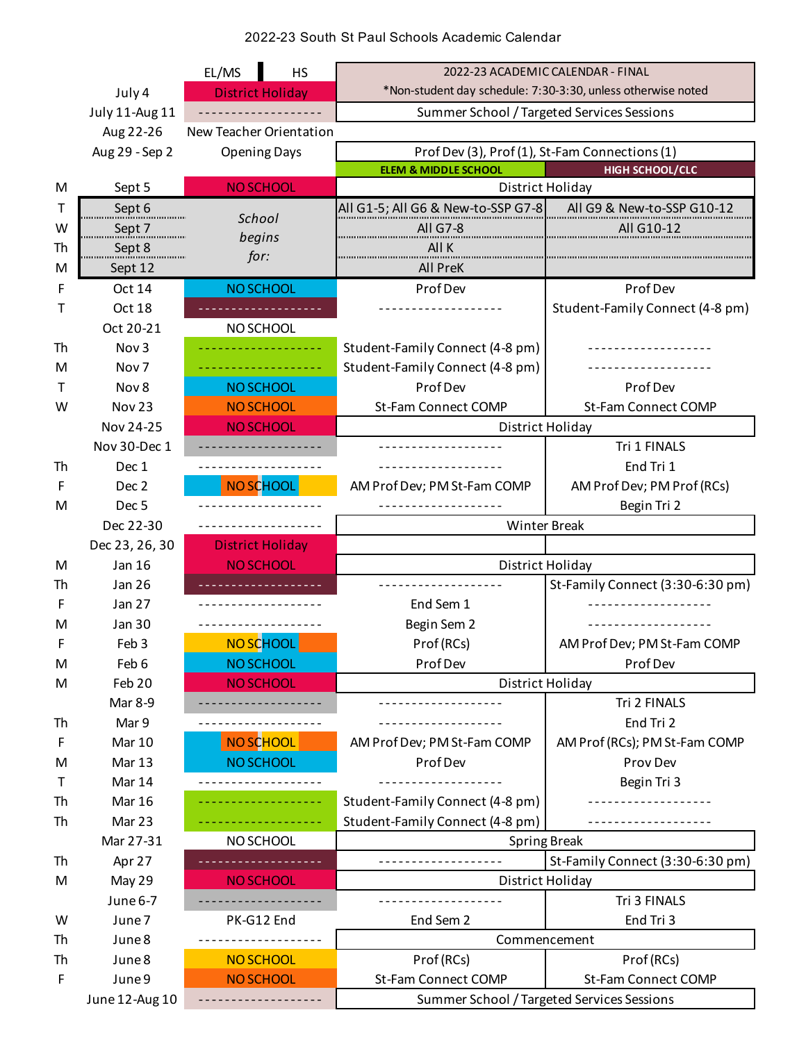# 2022-23 South St Paul Schools Academic Calendar

| | | EL/MS \| HS | 2022-23 ACADEMIC CALENDAR - FINAL<br>*Non-student day schedule: 7:30-3:30, unless otherwise noted | |
|---|---|---|---|---|
| | July 4 | District Holiday | | |
| | July 11-Aug 11 | ------------------- | Summer School / Targeted Services Sessions | |
| | Aug 22-26 | New Teacher Orientation | | |
| | Aug 29 - Sep 2 | Opening Days | Prof Dev (3), Prof (1), St-Fam Connections (1) | |
| | | | **ELEM & MIDDLE SCHOOL** | **HIGH SCHOOL/CLC** |
| M | Sept 5 | NO SCHOOL | District Holiday | |
| T | Sept 6 | *School begins for:* | All G1-5; All G6 & New-to-SSP G7-8 | All G9 & New-to-SSP G10-12 |
| W | Sept 7 | | All G7-8 | All G10-12 |
| Th | Sept 8 | | All K | |
| M | Sept 12 | | All PreK | |
| F | Oct 14 | NO SCHOOL | Prof Dev | Prof Dev |
| T | Oct 18 | ------------------- | ------------------- | Student-Family Connect (4-8 pm) |
| | Oct 20-21 | NO SCHOOL | | |
| Th | Nov 3 | ------------------- | Student-Family Connect (4-8 pm) | ------------------- |
| M | Nov 7 | ------------------- | Student-Family Connect (4-8 pm) | ------------------- |
| T | Nov 8 | NO SCHOOL | Prof Dev | Prof Dev |
| W | Nov 23 | NO SCHOOL | St-Fam Connect COMP | St-Fam Connect COMP |
| | Nov 24-25 | NO SCHOOL | District Holiday | |
| | Nov 30-Dec 1 | ------------------- | ------------------- | Tri 1 FINALS |
| Th | Dec 1 | ------------------- | ------------------- | End Tri 1 |
| F | Dec 2 | NO SCHOOL | AM Prof Dev; PM St-Fam COMP | AM Prof Dev; PM Prof (RCs) |
| M | Dec 5 | ------------------- | ------------------- | Begin Tri 2 |
| | Dec 22-30 | ------------------- | Winter Break | |
| | Dec 23, 26, 30 | District Holiday | | |
| M | Jan 16 | NO SCHOOL | District Holiday | |
| Th | Jan 26 | ------------------- | ------------------- | St-Family Connect (3:30-6:30 pm) |
| F | Jan 27 | ------------------- | End Sem 1 | ------------------- |
| M | Jan 30 | ------------------- | Begin Sem 2 | ------------------- |
| F | Feb 3 | NO SCHOOL | Prof (RCs) | AM Prof Dev; PM St-Fam COMP |
| M | Feb 6 | NO SCHOOL | Prof Dev | Prof Dev |
| M | Feb 20 | NO SCHOOL | District Holiday | |
| | Mar 8-9 | ------------------- | ------------------- | Tri 2 FINALS |
| Th | Mar 9 | ------------------- | ------------------- | End Tri 2 |
| F | Mar 10 | NO SCHOOL | AM Prof Dev; PM St-Fam COMP | AM Prof (RCs); PM St-Fam COMP |
| M | Mar 13 | NO SCHOOL | Prof Dev | Prov Dev |
| T | Mar 14 | ------------------- | ------------------- | Begin Tri 3 |
| Th | Mar 16 | ------------------- | Student-Family Connect (4-8 pm) | ------------------- |
| Th | Mar 23 | ------------------- | Student-Family Connect (4-8 pm) | ------------------- |
| | Mar 27-31 | NO SCHOOL | Spring Break | |
| Th | Apr 27 | ------------------- | ------------------- | St-Family Connect (3:30-6:30 pm) |
| M | May 29 | NO SCHOOL | District Holiday | |
| | June 6-7 | ------------------- | ------------------- | Tri 3 FINALS |
| W | June 7 | PK-G12 End | End Sem 2 | End Tri 3 |
| Th | June 8 | ------------------- | Commencement | |
| Th | June 8 | NO SCHOOL | Prof (RCs) | Prof (RCs) |
| F | June 9 | NO SCHOOL | St-Fam Connect COMP | St-Fam Connect COMP |
| | June 12-Aug 10 | ------------------- | Summer School / Targeted Services Sessions | |